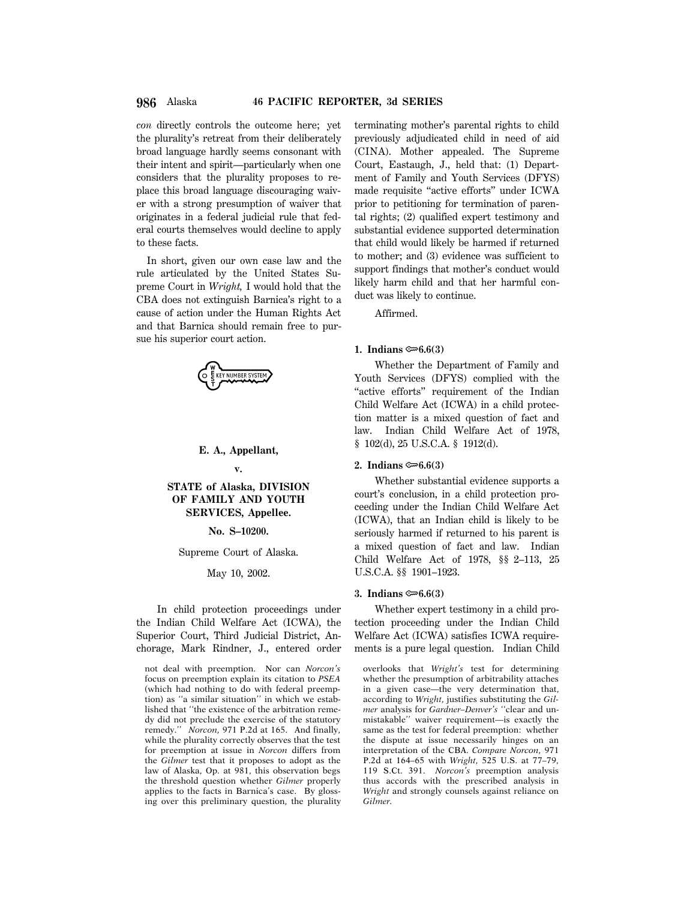*con* directly controls the outcome here; yet the plurality's retreat from their deliberately broad language hardly seems consonant with their intent and spirit—particularly when one considers that the plurality proposes to replace this broad language discouraging waiver with a strong presumption of waiver that originates in a federal judicial rule that federal courts themselves would decline to apply to these facts.

In short, given our own case law and the rule articulated by the United States Supreme Court in *Wright,* I would hold that the CBA does not extinguish Barnica's right to a cause of action under the Human Rights Act and that Barnica should remain free to pursue his superior court action.

not deal with preemption. Nor can *Norcon's* focus on preemption explain its citation to *PSEA* (which had nothing to do with federal preemption) as "a similar situation" in which we established that "the existence of the arbitration remedy did not preclude the exercise of the statutory remedy." *Norcon,* 971 P.2d at 165. And finally, while the plurality correctly observes that the test for preemption at issue in *Norcon* differs from the *Gilmer* test that it proposes to adopt as the law of Alaska, Op. at 981, this observation begs the threshold question whether *Gilmer* properly applies to the facts in Barnica's case. By glossing over this preliminary question, the plurality overlooks that *Wright's* test for determining whether the presumption of arbitrability attaches in a given case—the very determination that, according to *Wright,* justifies substituting the *Gilmer* analysis for *Gardner–Denver's* "clear and unmistakable" waiver requirement—is exactly the same as the test for federal preemption: whether the dispute at issue necessarily hinges on an interpretation of the CBA. *Compare Norcon,* 971 P.2d at 164–65 with *Wright,* 525 U.S. at 77–79, 119 S.Ct. 391. *Norcon's* preemption analysis thus accords with the prescribed analysis in *Wright* and strongly counsels against reliance on *Gilmer.*

**E. A., Appellant,**

**v.**

**STATE of Alaska, DIVISION OF FAMILY AND YOUTH SERVICES, Appellee.**

**No. S–10200.**

Supreme Court of Alaska.

May 10, 2002.

In child protection proceedings under the Indian Child Welfare Act (ICWA), the Superior Court, Third Judicial District, Anchorage, Mark Rindner, J., entered order terminating mother's parental rights to child previously adjudicated child in need of aid (CINA). Mother appealed. The Supreme Court, Eastaugh, J., held that: (1) Department of Family and Youth Services (DFYS) made requisite "active efforts" under ICWA prior to petitioning for termination of parental rights; (2) qualified expert testimony and substantial evidence supported determination that child would likely be harmed if returned to mother; and (3) evidence was sufficient to support findings that mother's conduct would likely harm child and that her harmful conduct was likely to continue.

Affirmed.

**1. Indians ⟹6.6(3)**

Whether the Department of Family and Youth Services (DFYS) complied with the "active efforts" requirement of the Indian Child Welfare Act (ICWA) in a child protection matter is a mixed question of fact and law. Indian Child Welfare Act of 1978, § 102(d), 25 U.S.C.A. § 1912(d).

**2. Indians ⟹6.6(3)**

Whether substantial evidence supports a court's conclusion, in a child protection proceeding under the Indian Child Welfare Act (ICWA), that an Indian child is likely to be seriously harmed if returned to his parent is a mixed question of fact and law. Indian Child Welfare Act of 1978, §§ 2–113, 25 U.S.C.A. §§ 1901–1923.

**3. Indians ⟹6.6(3)**

Whether expert testimony in a child protection proceeding under the Indian Child Welfare Act (ICWA) satisfies ICWA requirements is a pure legal question. Indian Child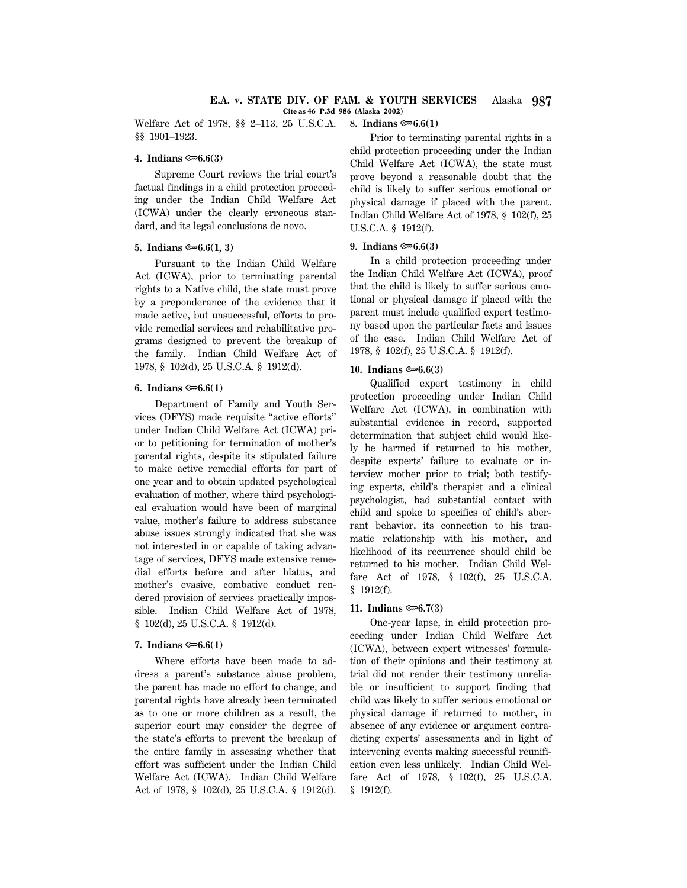Welfare Act of 1978, §§ 2–113, 25 U.S.C.A. §§ 1901–1923.

**4. Indians ⟹6.6(3)**

Supreme Court reviews the trial court's factual findings in a child protection proceeding under the Indian Child Welfare Act (ICWA) under the clearly erroneous standard, and its legal conclusions de novo.

**5. Indians ⟹6.6(1, 3)**

Pursuant to the Indian Child Welfare Act (ICWA), prior to terminating parental rights to a Native child, the state must prove by a preponderance of the evidence that it made active, but unsuccessful, efforts to provide remedial services and rehabilitative programs designed to prevent the breakup of the family. Indian Child Welfare Act of 1978, § 102(d), 25 U.S.C.A. § 1912(d).

**6. Indians ⟹6.6(1)**

Department of Family and Youth Services (DFYS) made requisite "active efforts" under Indian Child Welfare Act (ICWA) prior to petitioning for termination of mother's parental rights, despite its stipulated failure to make active remedial efforts for part of one year and to obtain updated psychological evaluation of mother, where third psychological evaluation would have been of marginal value, mother's failure to address substance abuse issues strongly indicated that she was not interested in or capable of taking advantage of services, DFYS made extensive remedial efforts before and after hiatus, and mother's evasive, combative conduct rendered provision of services practically impossible. Indian Child Welfare Act of 1978, § 102(d), 25 U.S.C.A. § 1912(d).

**7. Indians ⟹6.6(1)**

Where efforts have been made to address a parent's substance abuse problem, the parent has made no effort to change, and parental rights have already been terminated as to one or more children as a result, the superior court may consider the degree of the state's efforts to prevent the breakup of the entire family in assessing whether that effort was sufficient under the Indian Child Welfare Act (ICWA). Indian Child Welfare Act of 1978, § 102(d), 25 U.S.C.A. § 1912(d).

**8. Indians ⟹6.6(1)**

Prior to terminating parental rights in a child protection proceeding under the Indian Child Welfare Act (ICWA), the state must prove beyond a reasonable doubt that the child is likely to suffer serious emotional or physical damage if placed with the parent. Indian Child Welfare Act of 1978, § 102(f), 25 U.S.C.A. § 1912(f).

**9. Indians ⟹6.6(3)**

In a child protection proceeding under the Indian Child Welfare Act (ICWA), proof that the child is likely to suffer serious emotional or physical damage if placed with the parent must include qualified expert testimony based upon the particular facts and issues of the case. Indian Child Welfare Act of 1978, § 102(f), 25 U.S.C.A. § 1912(f).

**10. Indians ⟹6.6(3)**

Qualified expert testimony in child protection proceeding under Indian Child Welfare Act (ICWA), in combination with substantial evidence in record, supported determination that subject child would likely be harmed if returned to his mother, despite experts' failure to evaluate or interview mother prior to trial; both testifying experts, child's therapist and a clinical psychologist, had substantial contact with child and spoke to specifics of child's aberrant behavior, its connection to his traumatic relationship with his mother, and likelihood of its recurrence should child be returned to his mother. Indian Child Welfare Act of 1978, § 102(f), 25 U.S.C.A. § 1912(f).

**11. Indians ⟹6.7(3)**

One-year lapse, in child protection proceeding under Indian Child Welfare Act (ICWA), between expert witnesses' formulation of their opinions and their testimony at trial did not render their testimony unreliable or insufficient to support finding that child was likely to suffer serious emotional or physical damage if returned to mother, in absence of any evidence or argument contradicting experts' assessments and in light of intervening events making successful reunification even less unlikely. Indian Child Welfare Act of 1978, § 102(f), 25 U.S.C.A. § 1912(f).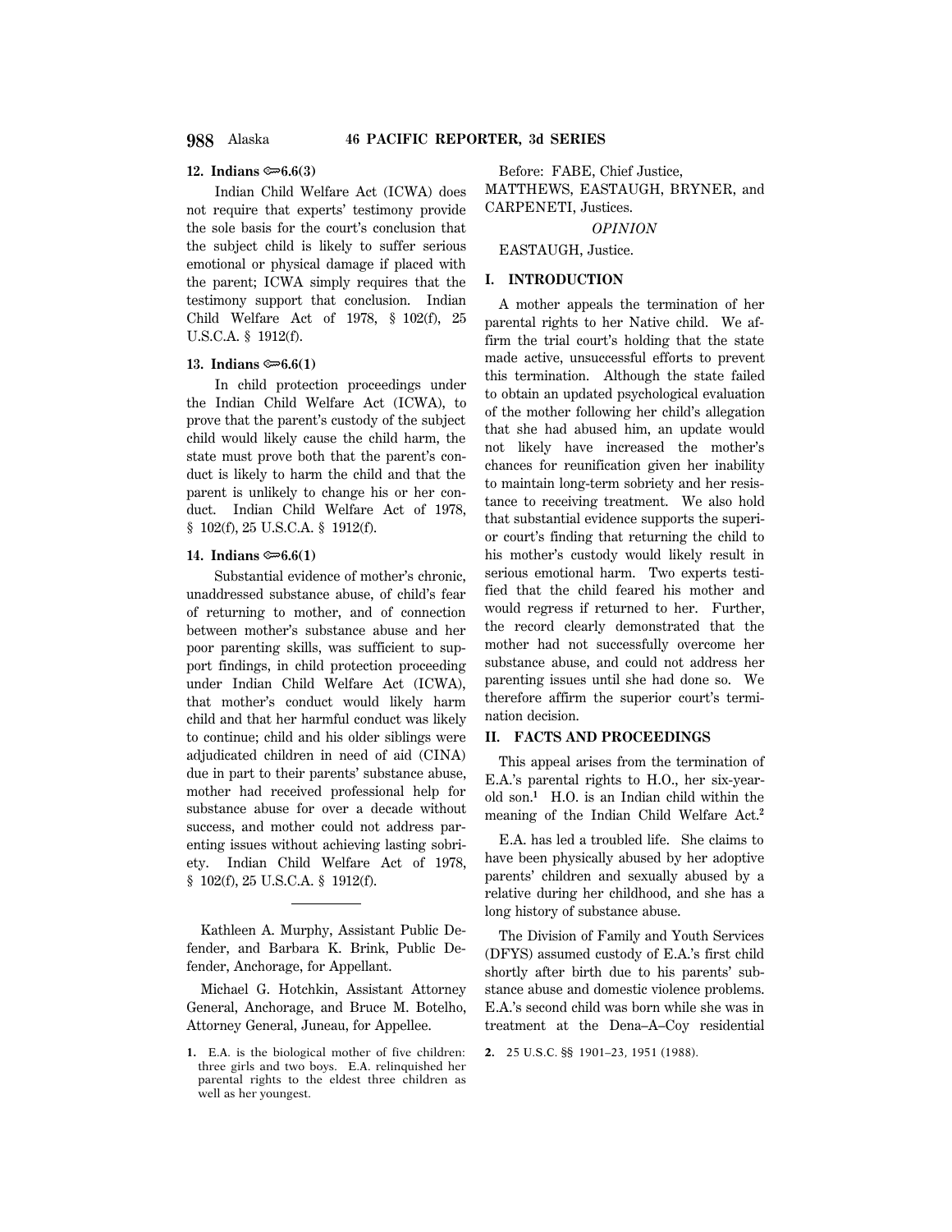**12. Indians ⚭6.6(3)**

Indian Child Welfare Act (ICWA) does not require that experts' testimony provide the sole basis for the court's conclusion that the subject child is likely to suffer serious emotional or physical damage if placed with the parent; ICWA simply requires that the testimony support that conclusion. Indian Child Welfare Act of 1978, § 102(f), 25 U.S.C.A. § 1912(f).

**13. Indians ⚭6.6(1)**

In child protection proceedings under the Indian Child Welfare Act (ICWA), to prove that the parent's custody of the subject child would likely cause the child harm, the state must prove both that the parent's conduct is likely to harm the child and that the parent is unlikely to change his or her conduct. Indian Child Welfare Act of 1978, § 102(f), 25 U.S.C.A. § 1912(f).

**14. Indians ⚭6.6(1)**

Substantial evidence of mother's chronic, unaddressed substance abuse, of child's fear of returning to mother, and of connection between mother's substance abuse and her poor parenting skills, was sufficient to support findings, in child protection proceeding under Indian Child Welfare Act (ICWA), that mother's conduct would likely harm child and that her harmful conduct was likely to continue; child and his older siblings were adjudicated children in need of aid (CINA) due in part to their parents' substance abuse, mother had received professional help for substance abuse for over a decade without success, and mother could not address parenting issues without achieving lasting sobriety. Indian Child Welfare Act of 1978, § 102(f), 25 U.S.C.A. § 1912(f).

---

Kathleen A. Murphy, Assistant Public Defender, and Barbara K. Brink, Public Defender, Anchorage, for Appellant.

Michael G. Hotchkin, Assistant Attorney General, Anchorage, and Bruce M. Botelho, Attorney General, Juneau, for Appellee.

Before: FABE, Chief Justice, MATTHEWS, EASTAUGH, BRYNER, and CARPENETI, Justices.

*OPINION*

EASTAUGH, Justice.

## I. INTRODUCTION

A mother appeals the termination of her parental rights to her Native child. We affirm the trial court's holding that the state made active, unsuccessful efforts to prevent this termination. Although the state failed to obtain an updated psychological evaluation of the mother following her child's allegation that she had abused him, an update would not likely have increased the mother's chances for reunification given her inability to maintain long-term sobriety and her resistance to receiving treatment. We also hold that substantial evidence supports the superior court's finding that returning the child to his mother's custody would likely result in serious emotional harm. Two experts testified that the child feared his mother and would regress if returned to her. Further, the record clearly demonstrated that the mother had not successfully overcome her substance abuse, and could not address her parenting issues until she had done so. We therefore affirm the superior court's termination decision.

## II. FACTS AND PROCEEDINGS

This appeal arises from the termination of E.A.'s parental rights to H.O., her six-year-old son.[1] H.O. is an Indian child within the meaning of the Indian Child Welfare Act.[2]

E.A. has led a troubled life. She claims to have been physically abused by her adoptive parents' children and sexually abused by a relative during her childhood, and she has a long history of substance abuse.

The Division of Family and Youth Services (DFYS) assumed custody of E.A.'s first child shortly after birth due to his parents' substance abuse and domestic violence problems. E.A.'s second child was born while she was in treatment at the Dena–A–Coy residential

1. E.A. is the biological mother of five children: three girls and two boys. E.A. relinquished her parental rights to the eldest three children as well as her youngest.

2. 25 U.S.C. §§ 1901–23, 1951 (1988).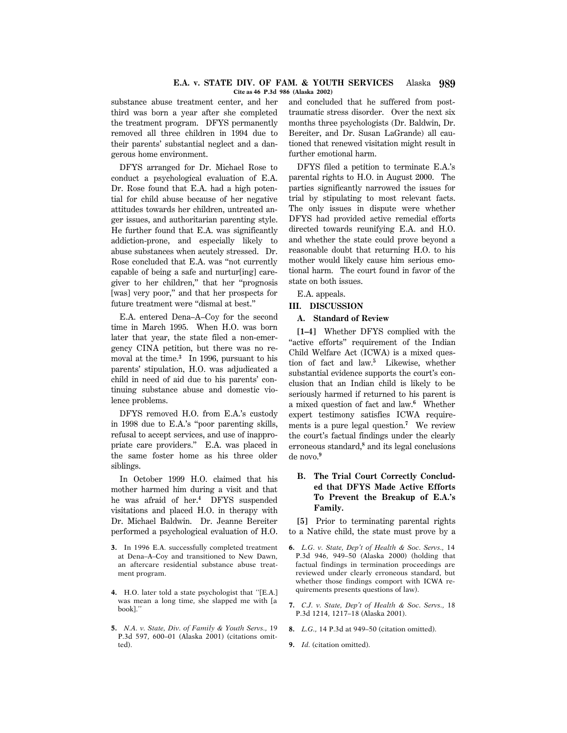substance abuse treatment center, and her third was born a year after she completed the treatment program. DFYS permanently removed all three children in 1994 due to their parents' substantial neglect and a dangerous home environment.

DFYS arranged for Dr. Michael Rose to conduct a psychological evaluation of E.A. Dr. Rose found that E.A. had a high potential for child abuse because of her negative attitudes towards her children, untreated anger issues, and authoritarian parenting style. He further found that E.A. was significantly addiction-prone, and especially likely to abuse substances when acutely stressed. Dr. Rose concluded that E.A. was "not currently capable of being a safe and nurtur[ing] caregiver to her children," that her "prognosis [was] very poor," and that her prospects for future treatment were "dismal at best."

E.A. entered Dena–A–Coy for the second time in March 1995. When H.O. was born later that year, the state filed a non-emergency CINA petition, but there was no removal at the time.[3] In 1996, pursuant to his parents' stipulation, H.O. was adjudicated a child in need of aid due to his parents' continuing substance abuse and domestic violence problems.

DFYS removed H.O. from E.A.'s custody in 1998 due to E.A.'s "poor parenting skills, refusal to accept services, and use of inappropriate care providers." E.A. was placed in the same foster home as his three older siblings.

In October 1999 H.O. claimed that his mother harmed him during a visit and that he was afraid of her.[4] DFYS suspended visitations and placed H.O. in therapy with Dr. Michael Baldwin. Dr. Jeanne Bereiter performed a psychological evaluation of H.O. and concluded that he suffered from post-traumatic stress disorder. Over the next six months three psychologists (Dr. Baldwin, Dr. Bereiter, and Dr. Susan LaGrande) all cautioned that renewed visitation might result in further emotional harm.

DFYS filed a petition to terminate E.A.'s parental rights to H.O. in August 2000. The parties significantly narrowed the issues for trial by stipulating to most relevant facts. The only issues in dispute were whether DFYS had provided active remedial efforts directed towards reunifying E.A. and H.O. and whether the state could prove beyond a reasonable doubt that returning H.O. to his mother would likely cause him serious emotional harm. The court found in favor of the state on both issues.

E.A. appeals.

## III. DISCUSSION

### A. Standard of Review

**[1–4]** Whether DFYS complied with the "active efforts" requirement of the Indian Child Welfare Act (ICWA) is a mixed question of fact and law.[5] Likewise, whether substantial evidence supports the court's conclusion that an Indian child is likely to be seriously harmed if returned to his parent is a mixed question of fact and law.[6] Whether expert testimony satisfies ICWA requirements is a pure legal question.[7] We review the court's factual findings under the clearly erroneous standard,[8] and its legal conclusions de novo.[9]

### B. The Trial Court Correctly Concluded that DFYS Made Active Efforts To Prevent the Breakup of E.A.'s Family.

**[5]** Prior to terminating parental rights to a Native child, the state must prove by a

---

3. In 1996 E.A. successfully completed treatment at Dena–A–Coy and transitioned to New Dawn, an aftercare residential substance abuse treatment program.

4. H.O. later told a state psychologist that "[E.A.] was mean a long time, she slapped me with [a book]."

5. *N.A. v. State, Div. of Family & Youth Servs.,* 19 P.3d 597, 600–01 (Alaska 2001) (citations omitted).

6. *L.G. v. State, Dep't of Health & Soc. Servs.,* 14 P.3d 946, 949–50 (Alaska 2000) (holding that factual findings in termination proceedings are reviewed under clearly erroneous standard, but whether those findings comport with ICWA requirements presents questions of law).

7. *C.J. v. State, Dep't of Health & Soc. Servs.,* 18 P.3d 1214, 1217–18 (Alaska 2001).

8. *L.G.,* 14 P.3d at 949–50 (citation omitted).

9. *Id.* (citation omitted).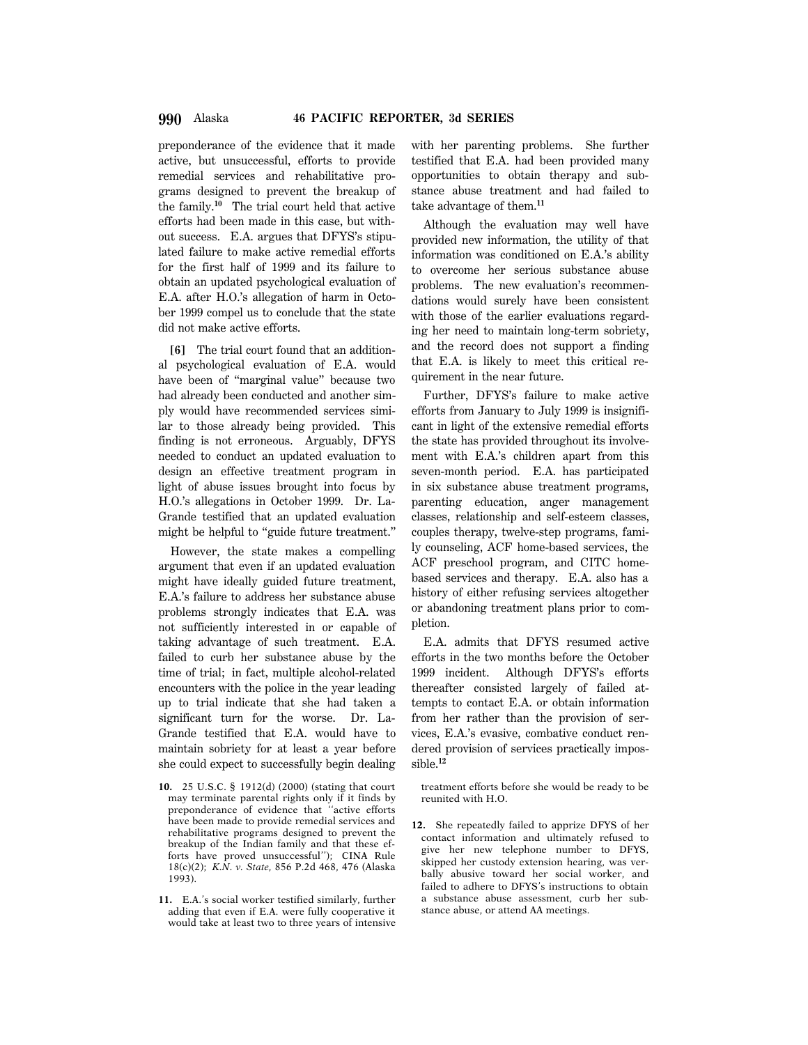preponderance of the evidence that it made active, but unsuccessful, efforts to provide remedial services and rehabilitative programs designed to prevent the breakup of the family.[10] The trial court held that active efforts had been made in this case, but without success. E.A. argues that DFYS's stipulated failure to make active remedial efforts for the first half of 1999 and its failure to obtain an updated psychological evaluation of E.A. after H.O.'s allegation of harm in October 1999 compel us to conclude that the state did not make active efforts.

**[6]** The trial court found that an additional psychological evaluation of E.A. would have been of "marginal value" because two had already been conducted and another simply would have recommended services similar to those already being provided. This finding is not erroneous. Arguably, DFYS needed to conduct an updated evaluation to design an effective treatment program in light of abuse issues brought into focus by H.O.'s allegations in October 1999. Dr. LaGrande testified that an updated evaluation might be helpful to "guide future treatment."

However, the state makes a compelling argument that even if an updated evaluation might have ideally guided future treatment, E.A.'s failure to address her substance abuse problems strongly indicates that E.A. was not sufficiently interested in or capable of taking advantage of such treatment. E.A. failed to curb her substance abuse by the time of trial; in fact, multiple alcohol-related encounters with the police in the year leading up to trial indicate that she had taken a significant turn for the worse. Dr. LaGrande testified that E.A. would have to maintain sobriety for at least a year before she could expect to successfully begin dealing with her parenting problems. She further testified that E.A. had been provided many opportunities to obtain therapy and substance abuse treatment and had failed to take advantage of them.[11]

Although the evaluation may well have provided new information, the utility of that information was conditioned on E.A.'s ability to overcome her serious substance abuse problems. The new evaluation's recommendations would surely have been consistent with those of the earlier evaluations regarding her need to maintain long-term sobriety, and the record does not support a finding that E.A. is likely to meet this critical requirement in the near future.

Further, DFYS's failure to make active efforts from January to July 1999 is insignificant in light of the extensive remedial efforts the state has provided throughout its involvement with E.A.'s children apart from this seven-month period. E.A. has participated in six substance abuse treatment programs, parenting education, anger management classes, relationship and self-esteem classes, couples therapy, twelve-step programs, family counseling, ACF home-based services, the ACF preschool program, and CITC home-based services and therapy. E.A. also has a history of either refusing services altogether or abandoning treatment plans prior to completion.

E.A. admits that DFYS resumed active efforts in the two months before the October 1999 incident. Although DFYS's efforts thereafter consisted largely of failed attempts to contact E.A. or obtain information from her rather than the provision of services, E.A.'s evasive, combative conduct rendered provision of services practically impossible.[12]

---

10. 25 U.S.C. § 1912(d) (2000) (stating that court may terminate parental rights only if it finds by preponderance of evidence that "active efforts have been made to provide remedial services and rehabilitative programs designed to prevent the breakup of the Indian family and that these efforts have proved unsuccessful"); CINA Rule 18(c)(2); *K.N. v. State*, 856 P.2d 468, 476 (Alaska 1993).

11. E.A.'s social worker testified similarly, further adding that even if E.A. were fully cooperative it would take at least two to three years of intensive treatment efforts before she would be ready to be reunited with H.O.

12. She repeatedly failed to apprize DFYS of her contact information and ultimately refused to give her new telephone number to DFYS, skipped her custody extension hearing, was verbally abusive toward her social worker, and failed to adhere to DFYS's instructions to obtain a substance abuse assessment, curb her substance abuse, or attend AA meetings.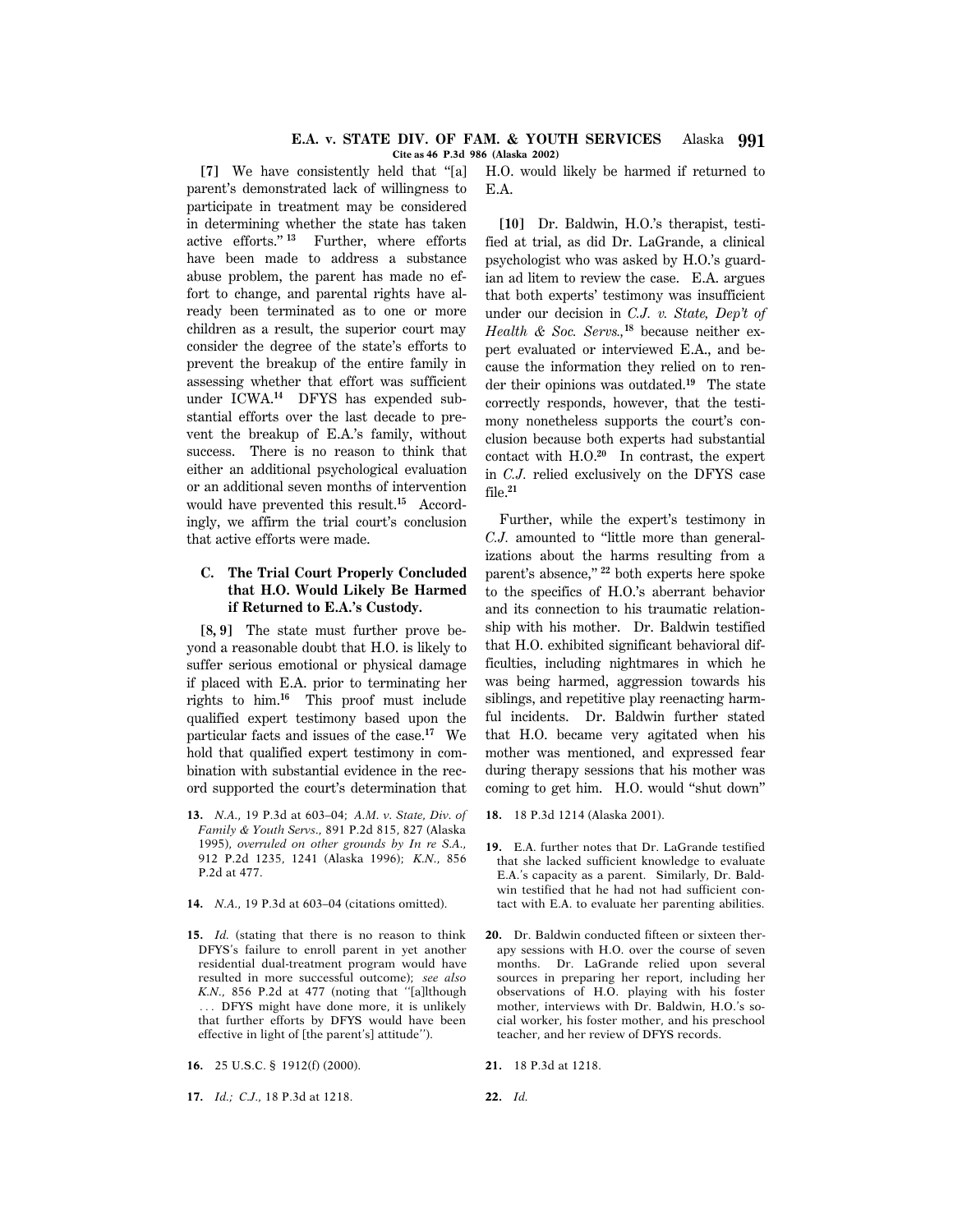**[7]** We have consistently held that "[a] parent's demonstrated lack of willingness to participate in treatment may be considered in determining whether the state has taken active efforts."[13] Further, where efforts have been made to address a substance abuse problem, the parent has made no effort to change, and parental rights have already been terminated as to one or more children as a result, the superior court may consider the degree of the state's efforts to prevent the breakup of the entire family in assessing whether that effort was sufficient under ICWA.[14] DFYS has expended substantial efforts over the last decade to prevent the breakup of E.A.'s family, without success. There is no reason to think that either an additional psychological evaluation or an additional seven months of intervention would have prevented this result.[15] Accordingly, we affirm the trial court's conclusion that active efforts were made.

### C. The Trial Court Properly Concluded that H.O. Would Likely Be Harmed if Returned to E.A.'s Custody.

**[8, 9]** The state must further prove beyond a reasonable doubt that H.O. is likely to suffer serious emotional or physical damage if placed with E.A. prior to terminating her rights to him.[16] This proof must include qualified expert testimony based upon the particular facts and issues of the case.[17] We hold that qualified expert testimony in combination with substantial evidence in the record supported the court's determination that H.O. would likely be harmed if returned to E.A.

**[10]** Dr. Baldwin, H.O.'s therapist, testified at trial, as did Dr. LaGrande, a clinical psychologist who was asked by H.O.'s guardian ad litem to review the case. E.A. argues that both experts' testimony was insufficient under our decision in *C.J. v. State, Dep't of Health & Soc. Servs.,*[18] because neither expert evaluated or interviewed E.A., and because the information they relied on to render their opinions was outdated.[19] The state correctly responds, however, that the testimony nonetheless supports the court's conclusion because both experts had substantial contact with H.O.[20] In contrast, the expert in *C.J.* relied exclusively on the DFYS case file.[21]

Further, while the expert's testimony in *C.J.* amounted to "little more than generalizations about the harms resulting from a parent's absence,"[22] both experts here spoke to the specifics of H.O.'s aberrant behavior and its connection to his traumatic relationship with his mother. Dr. Baldwin testified that H.O. exhibited significant behavioral difficulties, including nightmares in which he was being harmed, aggression towards his siblings, and repetitive play reenacting harmful incidents. Dr. Baldwin further stated that H.O. became very agitated when his mother was mentioned, and expressed fear during therapy sessions that his mother was coming to get him. H.O. would "shut down"

---

13. *N.A.,* 19 P.3d at 603–04; *A.M. v. State, Div. of Family & Youth Servs.,* 891 P.2d 815, 827 (Alaska 1995), *overruled on other grounds by In re S.A.,* 912 P.2d 1235, 1241 (Alaska 1996); *K.N.,* 856 P.2d at 477.

14. *N.A.,* 19 P.3d at 603–04 (citations omitted).

15. *Id.* (stating that there is no reason to think DFYS's failure to enroll parent in yet another residential dual-treatment program would have resulted in more successful outcome); *see also K.N.,* 856 P.2d at 477 (noting that "[a]lthough ... DFYS might have done more, it is unlikely that further efforts by DFYS would have been effective in light of [the parent's] attitude").

16. 25 U.S.C. § 1912(f) (2000).

17. *Id.; C.J.,* 18 P.3d at 1218.

18. 18 P.3d 1214 (Alaska 2001).

19. E.A. further notes that Dr. LaGrande testified that she lacked sufficient knowledge to evaluate E.A.'s capacity as a parent. Similarly, Dr. Baldwin testified that he had not had sufficient contact with E.A. to evaluate her parenting abilities.

20. Dr. Baldwin conducted fifteen or sixteen therapy sessions with H.O. over the course of seven months. Dr. LaGrande relied upon several sources in preparing her report, including her observations of H.O. playing with his foster mother, interviews with Dr. Baldwin, H.O.'s social worker, his foster mother, and his preschool teacher, and her review of DFYS records.

21. 18 P.3d at 1218.

22. *Id.*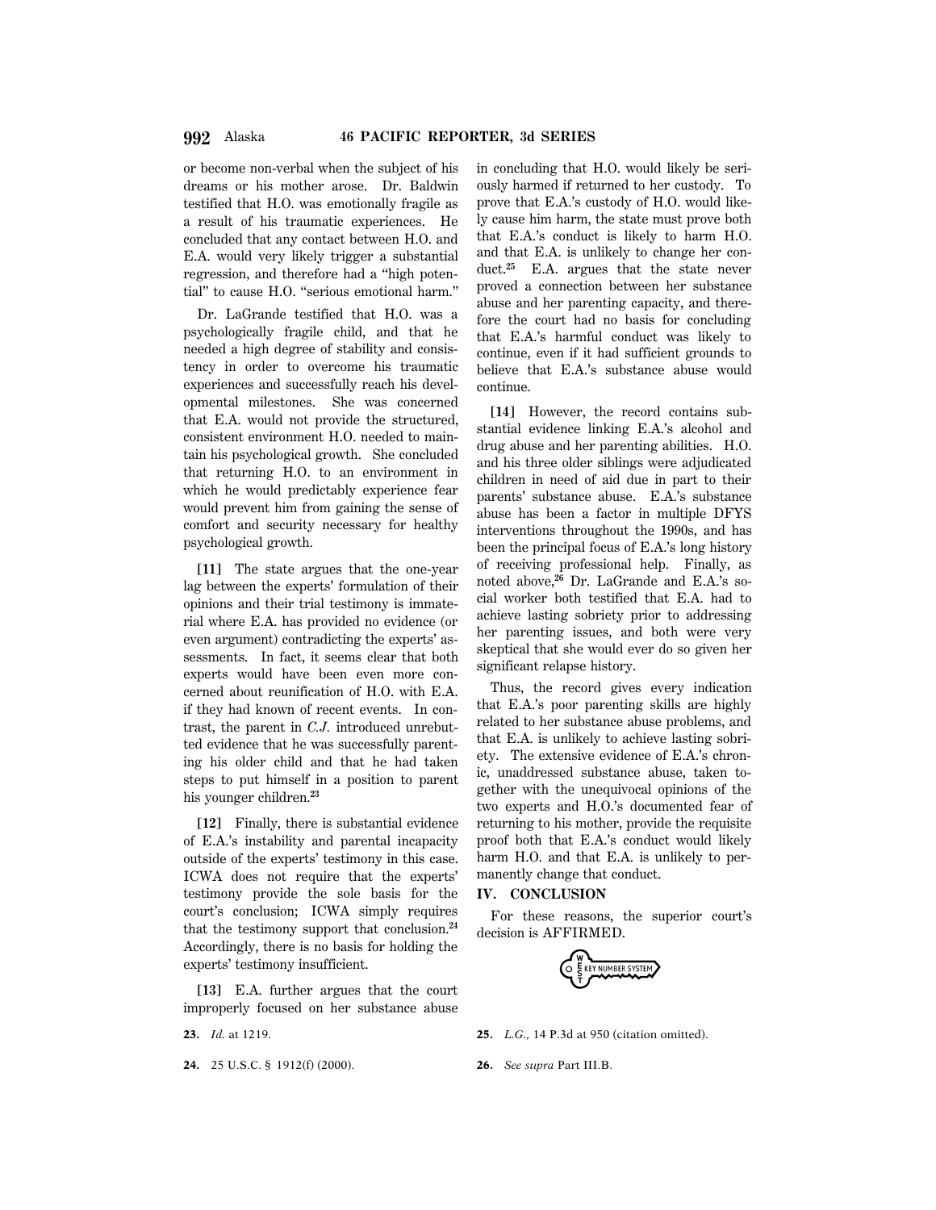or become non-verbal when the subject of his dreams or his mother arose. Dr. Baldwin testified that H.O. was emotionally fragile as a result of his traumatic experiences. He concluded that any contact between H.O. and E.A. would very likely trigger a substantial regression, and therefore had a "high potential" to cause H.O. "serious emotional harm."

Dr. LaGrande testified that H.O. was a psychologically fragile child, and that he needed a high degree of stability and consistency in order to overcome his traumatic experiences and successfully reach his developmental milestones. She was concerned that E.A. would not provide the structured, consistent environment H.O. needed to maintain his psychological growth. She concluded that returning H.O. to an environment in which he would predictably experience fear would prevent him from gaining the sense of comfort and security necessary for healthy psychological growth.

**[11]** The state argues that the one-year lag between the experts' formulation of their opinions and their trial testimony is immaterial where E.A. has provided no evidence (or even argument) contradicting the experts' assessments. In fact, it seems clear that both experts would have been even more concerned about reunification of H.O. with E.A. if they had known of recent events. In contrast, the parent in *C.J.* introduced unrebutted evidence that he was successfully parenting his older child and that he had taken steps to put himself in a position to parent his younger children.[23]

**[12]** Finally, there is substantial evidence of E.A.'s instability and parental incapacity outside of the experts' testimony in this case. ICWA does not require that the experts' testimony provide the sole basis for the court's conclusion; ICWA simply requires that the testimony support that conclusion.[24] Accordingly, there is no basis for holding the experts' testimony insufficient.

**[13]** E.A. further argues that the court improperly focused on her substance abuse in concluding that H.O. would likely be seriously harmed if returned to her custody. To prove that E.A.'s custody of H.O. would likely cause him harm, the state must prove both that E.A.'s conduct is likely to harm H.O. and that E.A. is unlikely to change her conduct.[25] E.A. argues that the state never proved a connection between her substance abuse and her parenting capacity, and therefore the court had no basis for concluding that E.A.'s harmful conduct was likely to continue, even if it had sufficient grounds to believe that E.A.'s substance abuse would continue.

**[14]** However, the record contains substantial evidence linking E.A.'s alcohol and drug abuse and her parenting abilities. H.O. and his three older siblings were adjudicated children in need of aid due in part to their parents' substance abuse. E.A.'s substance abuse has been a factor in multiple DFYS interventions throughout the 1990s, and has been the principal focus of E.A.'s long history of receiving professional help. Finally, as noted above,[26] Dr. LaGrande and E.A.'s social worker both testified that E.A. had to achieve lasting sobriety prior to addressing her parenting issues, and both were very skeptical that she would ever do so given her significant relapse history.

Thus, the record gives every indication that E.A.'s poor parenting skills are highly related to her substance abuse problems, and that E.A. is unlikely to achieve lasting sobriety. The extensive evidence of E.A.'s chronic, unaddressed substance abuse, taken together with the unequivocal opinions of the two experts and H.O.'s documented fear of returning to his mother, provide the requisite proof both that E.A.'s conduct would likely harm H.O. and that E.A. is unlikely to permanently change that conduct.

## IV. CONCLUSION

For these reasons, the superior court's decision is AFFIRMED.

23. *Id.* at 1219.

24. 25 U.S.C. § 1912(f) (2000).

25. *L.G.,* 14 P.3d at 950 (citation omitted).

26. *See supra* Part III.B.